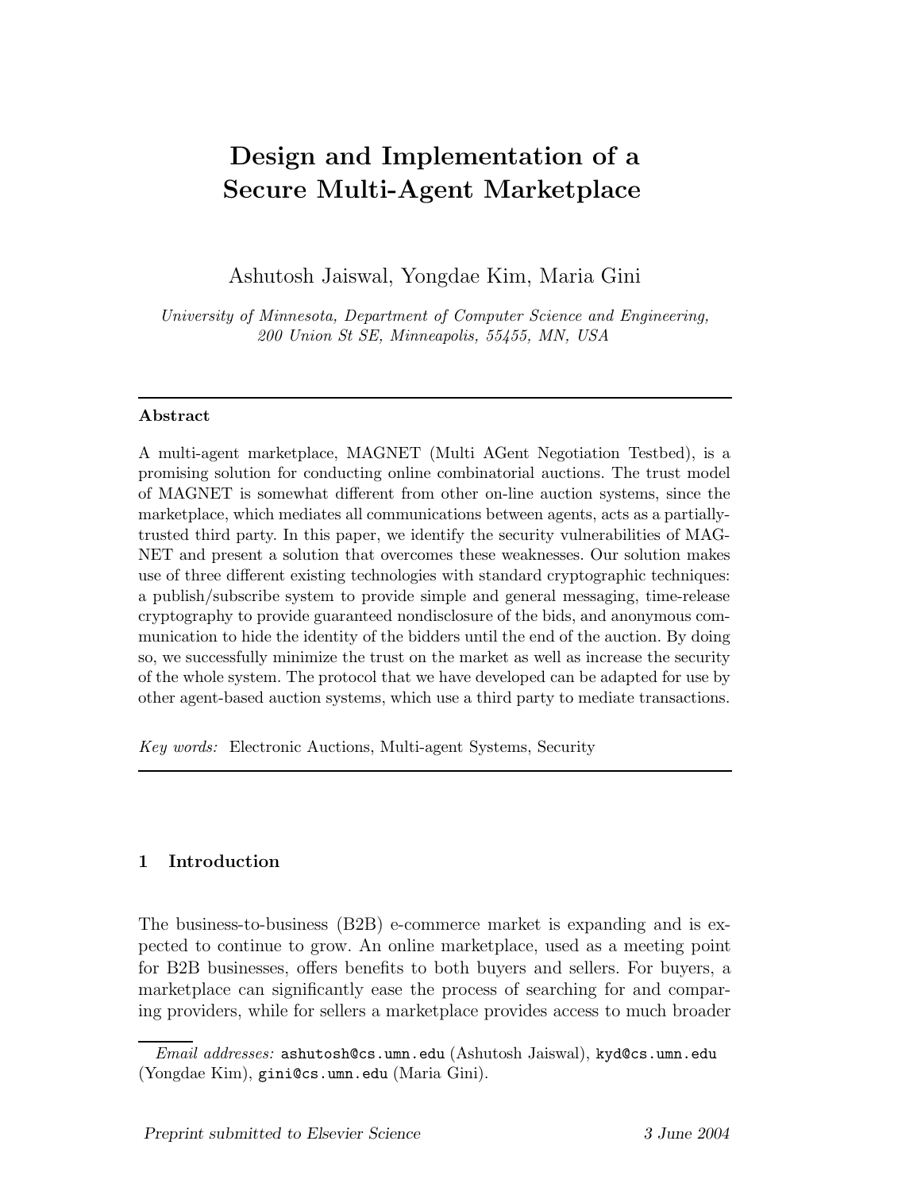# Design and Implementation of a Secure Multi-Agent Marketplace

Ashutosh Jaiswal, Yongdae Kim, Maria Gini

*University of Minnesota, Department of Computer Science and Engineering, 200 Union St SE, Minneapolis, 55455, MN, USA*

---

**Abstract**

A multi-agent marketplace, MAGNET (Multi AGent Negotiation Testbed), is a promising solution for conducting online combinatorial auctions. The trust model of MAGNET is somewhat different from other on-line auction systems, since the marketplace, which mediates all communications between agents, acts as a partially-trusted third party. In this paper, we identify the security vulnerabilities of MAGNET and present a solution that overcomes these weaknesses. Our solution makes use of three different existing technologies with standard cryptographic techniques: a publish/subscribe system to provide simple and general messaging, time-release cryptography to provide guaranteed nondisclosure of the bids, and anonymous communication to hide the identity of the bidders until the end of the auction. By doing so, we successfully minimize the trust on the market as well as increase the security of the whole system. The protocol that we have developed can be adapted for use by other agent-based auction systems, which use a third party to mediate transactions.

*Key words:* Electronic Auctions, Multi-agent Systems, Security

---

## 1 Introduction

The business-to-business (B2B) e-commerce market is expanding and is expected to continue to grow. An online marketplace, used as a meeting point for B2B businesses, offers benefits to both buyers and sellers. For buyers, a marketplace can significantly ease the process of searching for and comparing providers, while for sellers a marketplace provides access to much broader

---

*Email addresses:* ashutosh@cs.umn.edu (Ashutosh Jaiswal), kyd@cs.umn.edu (Yongdae Kim), gini@cs.umn.edu (Maria Gini).

Preprint submitted to Elsevier Science — 3 June 2004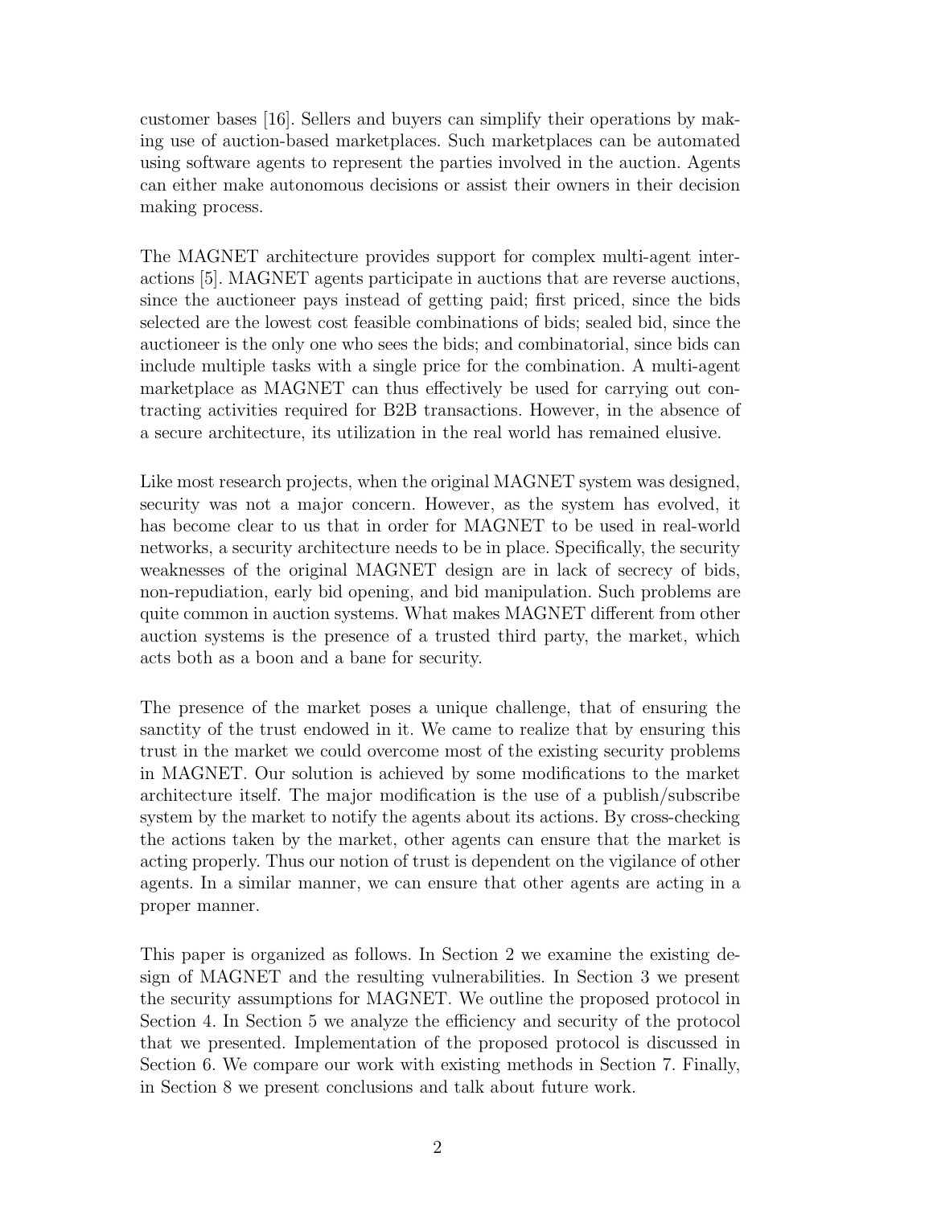customer bases [16]. Sellers and buyers can simplify their operations by making use of auction-based marketplaces. Such marketplaces can be automated using software agents to represent the parties involved in the auction. Agents can either make autonomous decisions or assist their owners in their decision making process.

The MAGNET architecture provides support for complex multi-agent interactions [5]. MAGNET agents participate in auctions that are reverse auctions, since the auctioneer pays instead of getting paid; first priced, since the bids selected are the lowest cost feasible combinations of bids; sealed bid, since the auctioneer is the only one who sees the bids; and combinatorial, since bids can include multiple tasks with a single price for the combination. A multi-agent marketplace as MAGNET can thus effectively be used for carrying out contracting activities required for B2B transactions. However, in the absence of a secure architecture, its utilization in the real world has remained elusive.

Like most research projects, when the original MAGNET system was designed, security was not a major concern. However, as the system has evolved, it has become clear to us that in order for MAGNET to be used in real-world networks, a security architecture needs to be in place. Specifically, the security weaknesses of the original MAGNET design are in lack of secrecy of bids, non-repudiation, early bid opening, and bid manipulation. Such problems are quite common in auction systems. What makes MAGNET different from other auction systems is the presence of a trusted third party, the market, which acts both as a boon and a bane for security.

The presence of the market poses a unique challenge, that of ensuring the sanctity of the trust endowed in it. We came to realize that by ensuring this trust in the market we could overcome most of the existing security problems in MAGNET. Our solution is achieved by some modifications to the market architecture itself. The major modification is the use of a publish/subscribe system by the market to notify the agents about its actions. By cross-checking the actions taken by the market, other agents can ensure that the market is acting properly. Thus our notion of trust is dependent on the vigilance of other agents. In a similar manner, we can ensure that other agents are acting in a proper manner.

This paper is organized as follows. In Section 2 we examine the existing design of MAGNET and the resulting vulnerabilities. In Section 3 we present the security assumptions for MAGNET. We outline the proposed protocol in Section 4. In Section 5 we analyze the efficiency and security of the protocol that we presented. Implementation of the proposed protocol is discussed in Section 6. We compare our work with existing methods in Section 7. Finally, in Section 8 we present conclusions and talk about future work.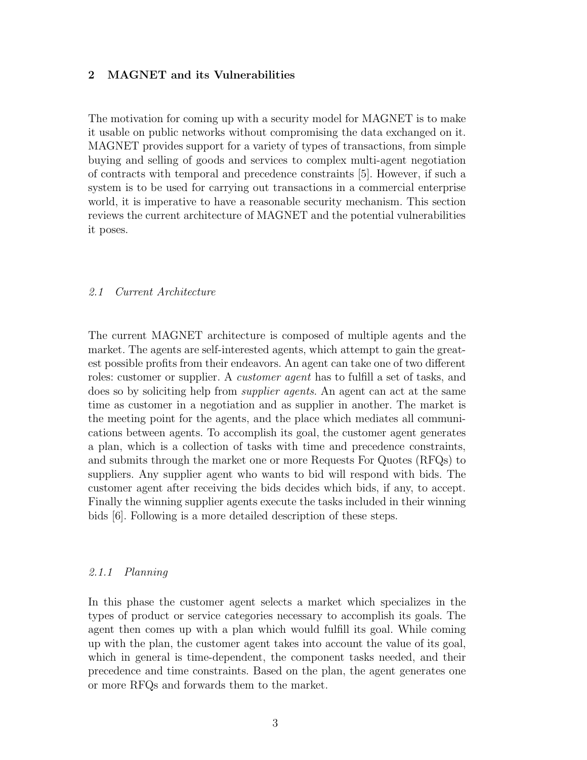## 2 MAGNET and its Vulnerabilities

The motivation for coming up with a security model for MAGNET is to make it usable on public networks without compromising the data exchanged on it. MAGNET provides support for a variety of types of transactions, from simple buying and selling of goods and services to complex multi-agent negotiation of contracts with temporal and precedence constraints [5]. However, if such a system is to be used for carrying out transactions in a commercial enterprise world, it is imperative to have a reasonable security mechanism. This section reviews the current architecture of MAGNET and the potential vulnerabilities it poses.

### 2.1 Current Architecture

The current MAGNET architecture is composed of multiple agents and the market. The agents are self-interested agents, which attempt to gain the greatest possible profits from their endeavors. An agent can take one of two different roles: customer or supplier. A *customer agent* has to fulfill a set of tasks, and does so by soliciting help from *supplier agents*. An agent can act at the same time as customer in a negotiation and as supplier in another. The market is the meeting point for the agents, and the place which mediates all communications between agents. To accomplish its goal, the customer agent generates a plan, which is a collection of tasks with time and precedence constraints, and submits through the market one or more Requests For Quotes (RFQs) to suppliers. Any supplier agent who wants to bid will respond with bids. The customer agent after receiving the bids decides which bids, if any, to accept. Finally the winning supplier agents execute the tasks included in their winning bids [6]. Following is a more detailed description of these steps.

#### 2.1.1 Planning

In this phase the customer agent selects a market which specializes in the types of product or service categories necessary to accomplish its goals. The agent then comes up with a plan which would fulfill its goal. While coming up with the plan, the customer agent takes into account the value of its goal, which in general is time-dependent, the component tasks needed, and their precedence and time constraints. Based on the plan, the agent generates one or more RFQs and forwards them to the market.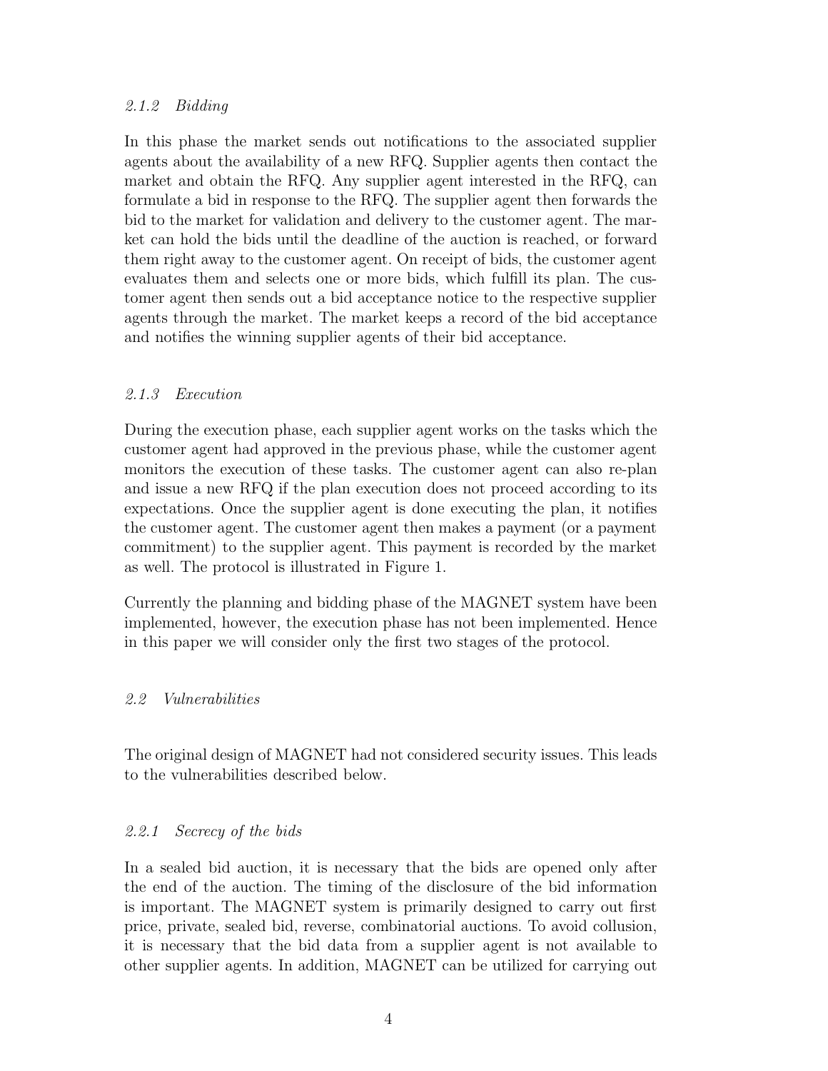#### 2.1.2 *Bidding*

In this phase the market sends out notifications to the associated supplier agents about the availability of a new RFQ. Supplier agents then contact the market and obtain the RFQ. Any supplier agent interested in the RFQ, can formulate a bid in response to the RFQ. The supplier agent then forwards the bid to the market for validation and delivery to the customer agent. The market can hold the bids until the deadline of the auction is reached, or forward them right away to the customer agent. On receipt of bids, the customer agent evaluates them and selects one or more bids, which fulfill its plan. The customer agent then sends out a bid acceptance notice to the respective supplier agents through the market. The market keeps a record of the bid acceptance and notifies the winning supplier agents of their bid acceptance.

#### 2.1.3 *Execution*

During the execution phase, each supplier agent works on the tasks which the customer agent had approved in the previous phase, while the customer agent monitors the execution of these tasks. The customer agent can also re-plan and issue a new RFQ if the plan execution does not proceed according to its expectations. Once the supplier agent is done executing the plan, it notifies the customer agent. The customer agent then makes a payment (or a payment commitment) to the supplier agent. This payment is recorded by the market as well. The protocol is illustrated in Figure 1.

Currently the planning and bidding phase of the MAGNET system have been implemented, however, the execution phase has not been implemented. Hence in this paper we will consider only the first two stages of the protocol.

### 2.2 *Vulnerabilities*

The original design of MAGNET had not considered security issues. This leads to the vulnerabilities described below.

#### 2.2.1 *Secrecy of the bids*

In a sealed bid auction, it is necessary that the bids are opened only after the end of the auction. The timing of the disclosure of the bid information is important. The MAGNET system is primarily designed to carry out first price, private, sealed bid, reverse, combinatorial auctions. To avoid collusion, it is necessary that the bid data from a supplier agent is not available to other supplier agents. In addition, MAGNET can be utilized for carrying out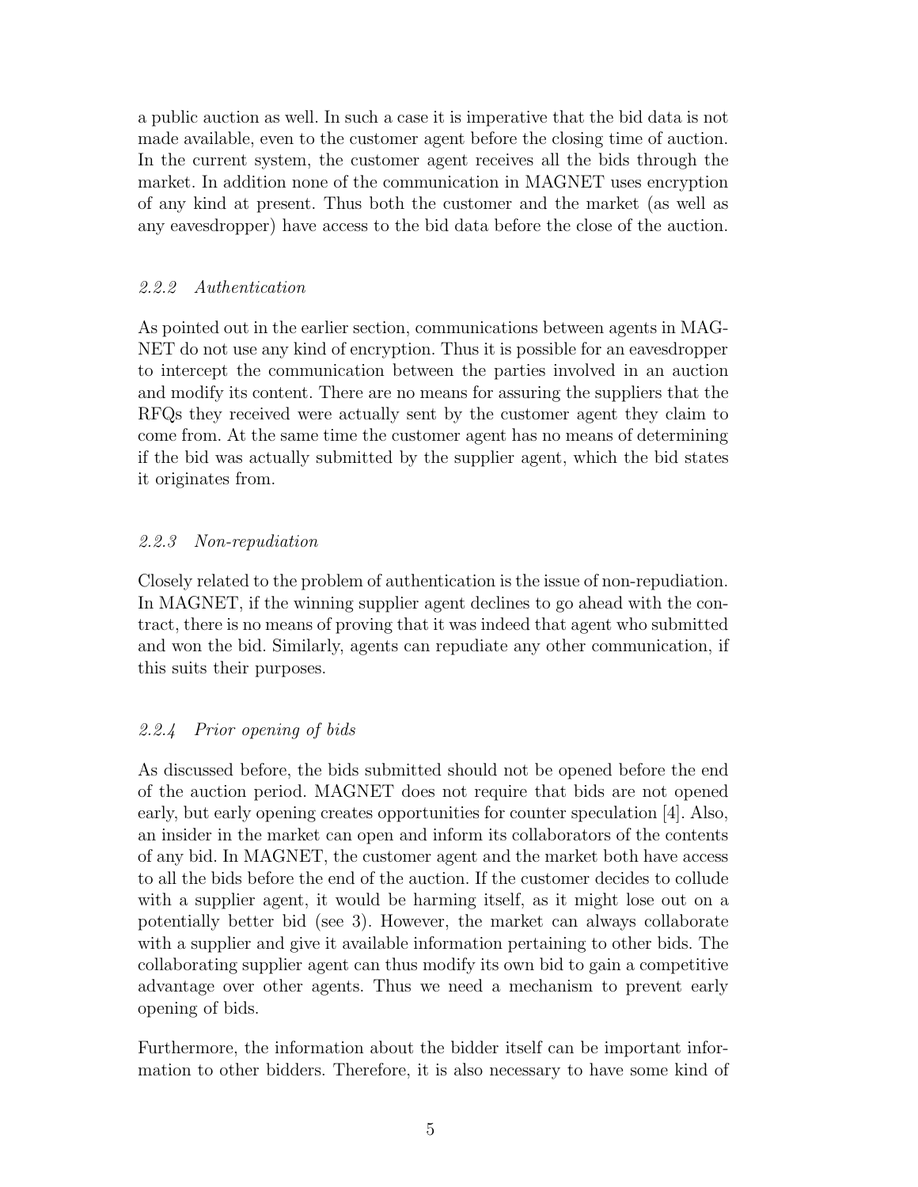a public auction as well. In such a case it is imperative that the bid data is not made available, even to the customer agent before the closing time of auction. In the current system, the customer agent receives all the bids through the market. In addition none of the communication in MAGNET uses encryption of any kind at present. Thus both the customer and the market (as well as any eavesdropper) have access to the bid data before the close of the auction.

#### *2.2.2 Authentication*

As pointed out in the earlier section, communications between agents in MAGNET do not use any kind of encryption. Thus it is possible for an eavesdropper to intercept the communication between the parties involved in an auction and modify its content. There are no means for assuring the suppliers that the RFQs they received were actually sent by the customer agent they claim to come from. At the same time the customer agent has no means of determining if the bid was actually submitted by the supplier agent, which the bid states it originates from.

#### *2.2.3 Non-repudiation*

Closely related to the problem of authentication is the issue of non-repudiation. In MAGNET, if the winning supplier agent declines to go ahead with the contract, there is no means of proving that it was indeed that agent who submitted and won the bid. Similarly, agents can repudiate any other communication, if this suits their purposes.

#### *2.2.4 Prior opening of bids*

As discussed before, the bids submitted should not be opened before the end of the auction period. MAGNET does not require that bids are not opened early, but early opening creates opportunities for counter speculation [4]. Also, an insider in the market can open and inform its collaborators of the contents of any bid. In MAGNET, the customer agent and the market both have access to all the bids before the end of the auction. If the customer decides to collude with a supplier agent, it would be harming itself, as it might lose out on a potentially better bid (see 3). However, the market can always collaborate with a supplier and give it available information pertaining to other bids. The collaborating supplier agent can thus modify its own bid to gain a competitive advantage over other agents. Thus we need a mechanism to prevent early opening of bids.

Furthermore, the information about the bidder itself can be important information to other bidders. Therefore, it is also necessary to have some kind of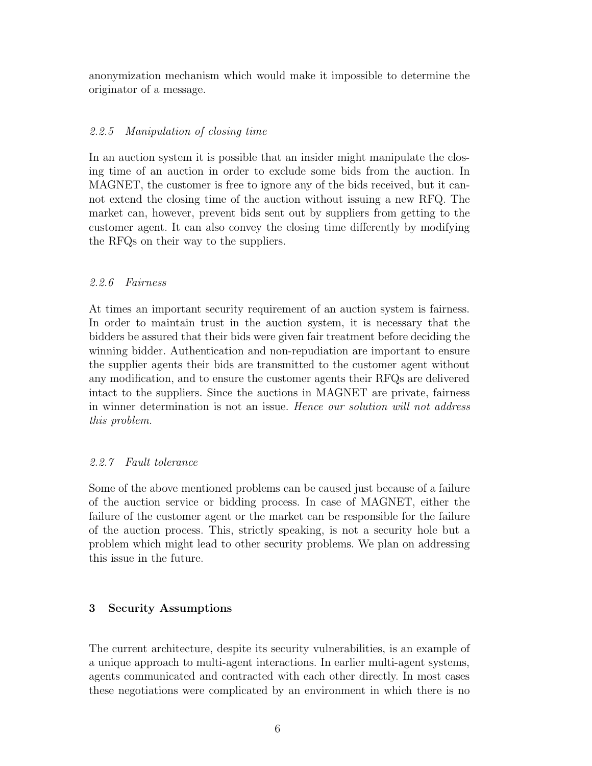anonymization mechanism which would make it impossible to determine the originator of a message.

#### *2.2.5 Manipulation of closing time*

In an auction system it is possible that an insider might manipulate the closing time of an auction in order to exclude some bids from the auction. In MAGNET, the customer is free to ignore any of the bids received, but it cannot extend the closing time of the auction without issuing a new RFQ. The market can, however, prevent bids sent out by suppliers from getting to the customer agent. It can also convey the closing time differently by modifying the RFQs on their way to the suppliers.

#### *2.2.6 Fairness*

At times an important security requirement of an auction system is fairness. In order to maintain trust in the auction system, it is necessary that the bidders be assured that their bids were given fair treatment before deciding the winning bidder. Authentication and non-repudiation are important to ensure the supplier agents their bids are transmitted to the customer agent without any modification, and to ensure the customer agents their RFQs are delivered intact to the suppliers. Since the auctions in MAGNET are private, fairness in winner determination is not an issue. *Hence our solution will not address this problem.*

#### *2.2.7 Fault tolerance*

Some of the above mentioned problems can be caused just because of a failure of the auction service or bidding process. In case of MAGNET, either the failure of the customer agent or the market can be responsible for the failure of the auction process. This, strictly speaking, is not a security hole but a problem which might lead to other security problems. We plan on addressing this issue in the future.

## 3 Security Assumptions

The current architecture, despite its security vulnerabilities, is an example of a unique approach to multi-agent interactions. In earlier multi-agent systems, agents communicated and contracted with each other directly. In most cases these negotiations were complicated by an environment in which there is no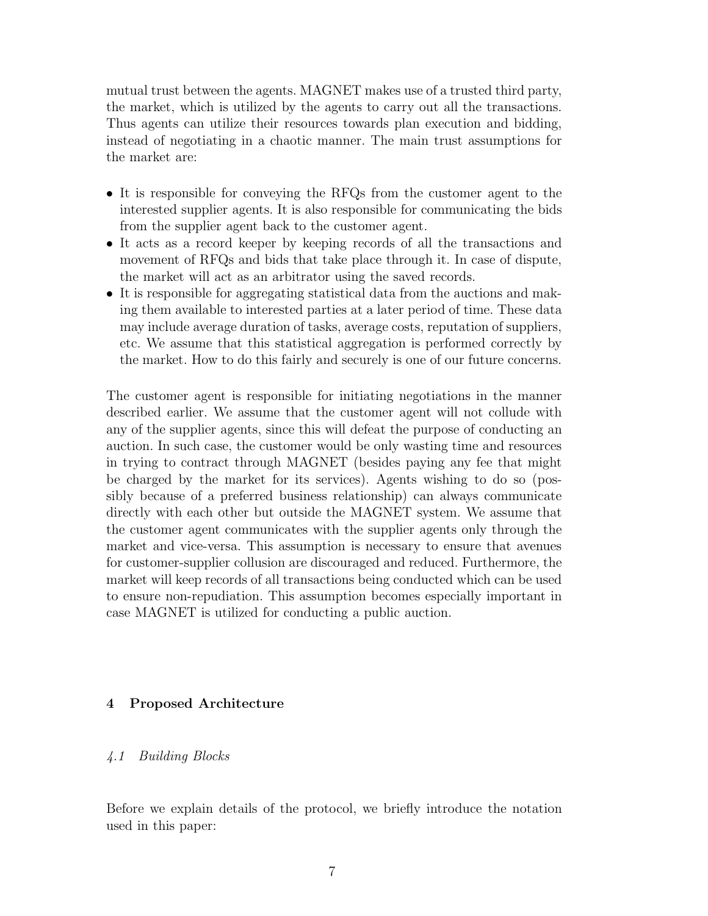mutual trust between the agents. MAGNET makes use of a trusted third party, the market, which is utilized by the agents to carry out all the transactions. Thus agents can utilize their resources towards plan execution and bidding, instead of negotiating in a chaotic manner. The main trust assumptions for the market are:

- It is responsible for conveying the RFQs from the customer agent to the interested supplier agents. It is also responsible for communicating the bids from the supplier agent back to the customer agent.
- It acts as a record keeper by keeping records of all the transactions and movement of RFQs and bids that take place through it. In case of dispute, the market will act as an arbitrator using the saved records.
- It is responsible for aggregating statistical data from the auctions and making them available to interested parties at a later period of time. These data may include average duration of tasks, average costs, reputation of suppliers, etc. We assume that this statistical aggregation is performed correctly by the market. How to do this fairly and securely is one of our future concerns.

The customer agent is responsible for initiating negotiations in the manner described earlier. We assume that the customer agent will not collude with any of the supplier agents, since this will defeat the purpose of conducting an auction. In such case, the customer would be only wasting time and resources in trying to contract through MAGNET (besides paying any fee that might be charged by the market for its services). Agents wishing to do so (possibly because of a preferred business relationship) can always communicate directly with each other but outside the MAGNET system. We assume that the customer agent communicates with the supplier agents only through the market and vice-versa. This assumption is necessary to ensure that avenues for customer-supplier collusion are discouraged and reduced. Furthermore, the market will keep records of all transactions being conducted which can be used to ensure non-repudiation. This assumption becomes especially important in case MAGNET is utilized for conducting a public auction.

## 4 Proposed Architecture

### *4.1 Building Blocks*

Before we explain details of the protocol, we briefly introduce the notation used in this paper: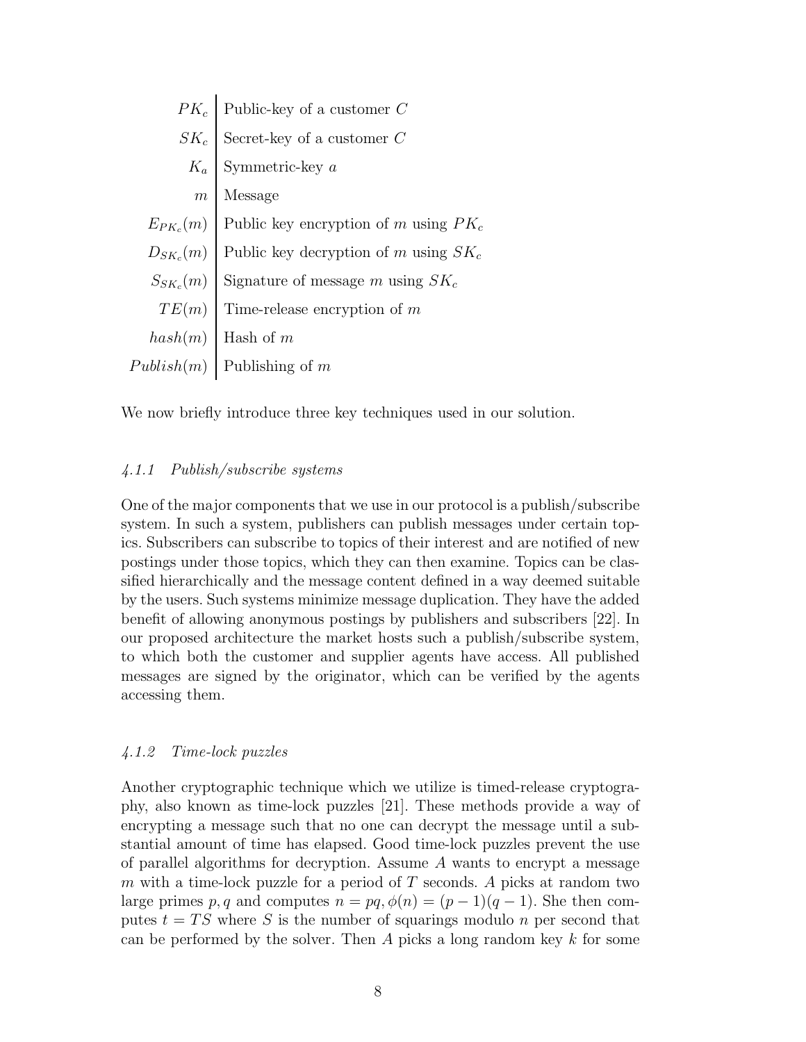| | |
|---|---|
| $PK_c$ | Public-key of a customer $C$ |
| $SK_c$ | Secret-key of a customer $C$ |
| $K_a$ | Symmetric-key $a$ |
| $m$ | Message |
| $E_{PK_c}(m)$ | Public key encryption of $m$ using $PK_c$ |
| $D_{SK_c}(m)$ | Public key decryption of $m$ using $SK_c$ |
| $S_{SK_c}(m)$ | Signature of message $m$ using $SK_c$ |
| $TE(m)$ | Time-release encryption of $m$ |
| $hash(m)$ | Hash of $m$ |
| $Publish(m)$ | Publishing of $m$ |

We now briefly introduce three key techniques used in our solution.

#### *4.1.1 Publish/subscribe systems*

One of the major components that we use in our protocol is a publish/subscribe system. In such a system, publishers can publish messages under certain topics. Subscribers can subscribe to topics of their interest and are notified of new postings under those topics, which they can then examine. Topics can be classified hierarchically and the message content defined in a way deemed suitable by the users. Such systems minimize message duplication. They have the added benefit of allowing anonymous postings by publishers and subscribers [22]. In our proposed architecture the market hosts such a publish/subscribe system, to which both the customer and supplier agents have access. All published messages are signed by the originator, which can be verified by the agents accessing them.

#### *4.1.2 Time-lock puzzles*

Another cryptographic technique which we utilize is timed-release cryptography, also known as time-lock puzzles [21]. These methods provide a way of encrypting a message such that no one can decrypt the message until a substantial amount of time has elapsed. Good time-lock puzzles prevent the use of parallel algorithms for decryption. Assume $A$ wants to encrypt a message $m$ with a time-lock puzzle for a period of $T$ seconds. $A$ picks at random two large primes $p, q$ and computes $n = pq, \phi(n) = (p-1)(q-1)$. She then computes $t = TS$ where $S$ is the number of squarings modulo $n$ per second that can be performed by the solver. Then $A$ picks a long random key $k$ for some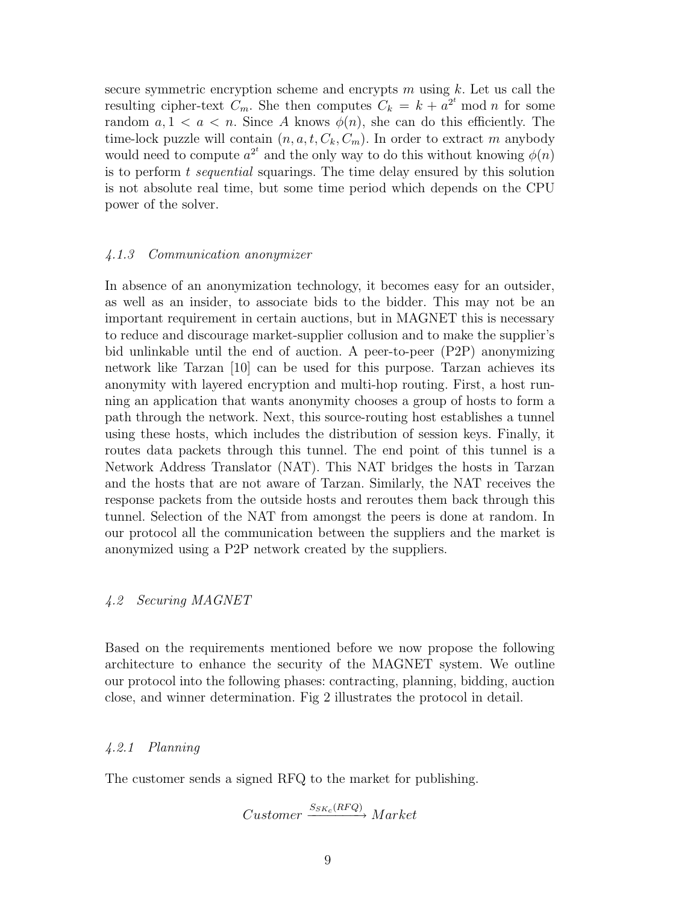secure symmetric encryption scheme and encrypts $m$ using $k$. Let us call the resulting cipher-text $C_m$. She then computes $C_k = k + a^{2^t} \bmod n$ for some random $a, 1 < a < n$. Since $A$ knows $\phi(n)$, she can do this efficiently. The time-lock puzzle will contain $(n, a, t, C_k, C_m)$. In order to extract $m$ anybody would need to compute $a^{2^t}$ and the only way to do this without knowing $\phi(n)$ is to perform $t$ *sequential* squarings. The time delay ensured by this solution is not absolute real time, but some time period which depends on the CPU power of the solver.

#### *4.1.3 Communication anonymizer*

In absence of an anonymization technology, it becomes easy for an outsider, as well as an insider, to associate bids to the bidder. This may not be an important requirement in certain auctions, but in MAGNET this is necessary to reduce and discourage market-supplier collusion and to make the supplier's bid unlinkable until the end of auction. A peer-to-peer (P2P) anonymizing network like Tarzan [10] can be used for this purpose. Tarzan achieves its anonymity with layered encryption and multi-hop routing. First, a host running an application that wants anonymity chooses a group of hosts to form a path through the network. Next, this source-routing host establishes a tunnel using these hosts, which includes the distribution of session keys. Finally, it routes data packets through this tunnel. The end point of this tunnel is a Network Address Translator (NAT). This NAT bridges the hosts in Tarzan and the hosts that are not aware of Tarzan. Similarly, the NAT receives the response packets from the outside hosts and reroutes them back through this tunnel. Selection of the NAT from amongst the peers is done at random. In our protocol all the communication between the suppliers and the market is anonymized using a P2P network created by the suppliers.

### *4.2 Securing MAGNET*

Based on the requirements mentioned before we now propose the following architecture to enhance the security of the MAGNET system. We outline our protocol into the following phases: contracting, planning, bidding, auction close, and winner determination. Fig 2 illustrates the protocol in detail.

#### *4.2.1 Planning*

The customer sends a signed RFQ to the market for publishing.

$$Customer \xrightarrow{S_{SK_c}(RFQ)} Market$$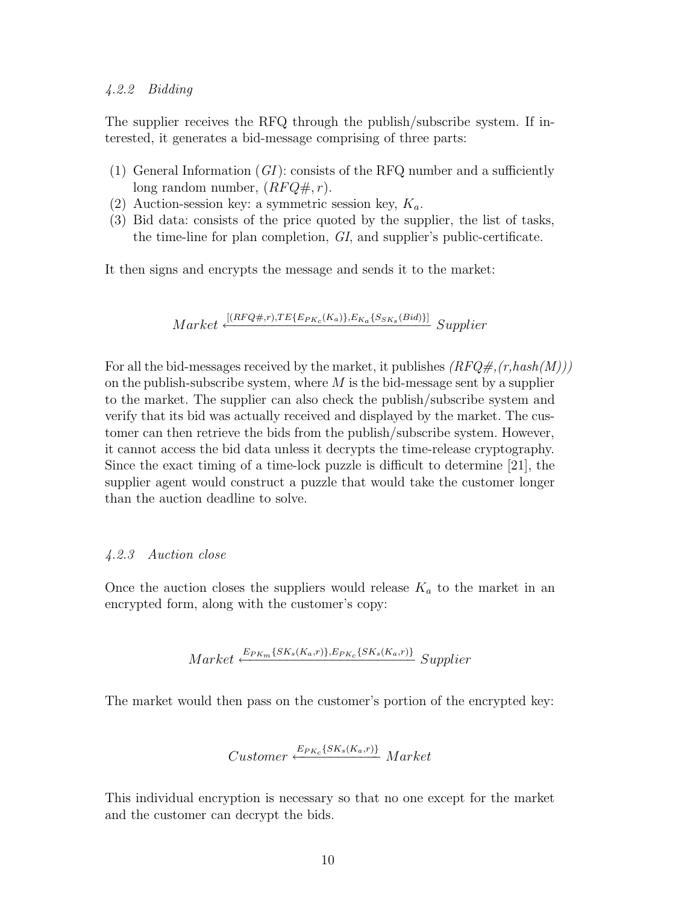#### 4.2.2 Bidding

The supplier receives the RFQ through the publish/subscribe system. If interested, it generates a bid-message comprising of three parts:

1. General Information ($GI$): consists of the RFQ number and a sufficiently long random number, $(RFQ\#, r)$.
2. Auction-session key: a symmetric session key, $K_a$.
3. Bid data: consists of the price quoted by the supplier, the list of tasks, the time-line for plan completion, $GI$, and supplier's public-certificate.

It then signs and encrypts the message and sends it to the market:

$$Market \xleftarrow{[(RFQ\#,r),TE\{E_{PK_c}(K_a)\},E_{K_a}\{S_{SK_s}(Bid)\}]} Supplier$$

For all the bid-messages received by the market, it publishes *(RFQ#,(r,hash(M)))* on the publish-subscribe system, where $M$ is the bid-message sent by a supplier to the market. The supplier can also check the publish/subscribe system and verify that its bid was actually received and displayed by the market. The customer can then retrieve the bids from the publish/subscribe system. However, it cannot access the bid data unless it decrypts the time-release cryptography. Since the exact timing of a time-lock puzzle is difficult to determine [21], the supplier agent would construct a puzzle that would take the customer longer than the auction deadline to solve.

#### 4.2.3 Auction close

Once the auction closes the suppliers would release $K_a$ to the market in an encrypted form, along with the customer's copy:

$$Market \xleftarrow{E_{PK_m}\{SK_s(K_a,r)\},E_{PK_c}\{SK_s(K_a,r)\}} Supplier$$

The market would then pass on the customer's portion of the encrypted key:

$$Customer \xleftarrow{E_{PK_c}\{SK_s(K_a,r)\}} Market$$

This individual encryption is necessary so that no one except for the market and the customer can decrypt the bids.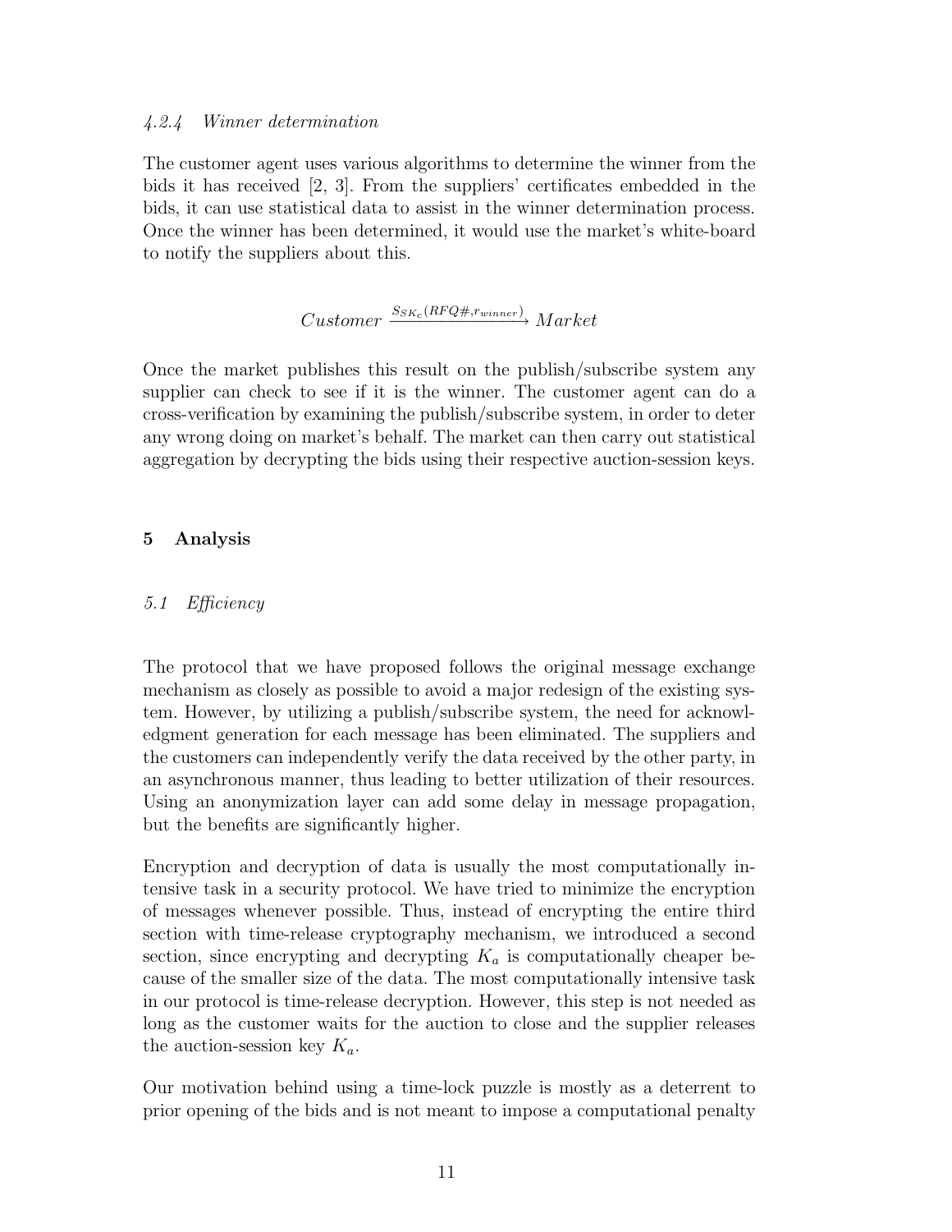#### 4.2.4 Winner determination

The customer agent uses various algorithms to determine the winner from the bids it has received [2, 3]. From the suppliers' certificates embedded in the bids, it can use statistical data to assist in the winner determination process. Once the winner has been determined, it would use the market's white-board to notify the suppliers about this.

$$Customer \xrightarrow{S_{SK_c}(RFQ\#, r_{winner})} Market$$

Once the market publishes this result on the publish/subscribe system any supplier can check to see if it is the winner. The customer agent can do a cross-verification by examining the publish/subscribe system, in order to deter any wrong doing on market's behalf. The market can then carry out statistical aggregation by decrypting the bids using their respective auction-session keys.

## 5 Analysis

### 5.1 Efficiency

The protocol that we have proposed follows the original message exchange mechanism as closely as possible to avoid a major redesign of the existing system. However, by utilizing a publish/subscribe system, the need for acknowledgment generation for each message has been eliminated. The suppliers and the customers can independently verify the data received by the other party, in an asynchronous manner, thus leading to better utilization of their resources. Using an anonymization layer can add some delay in message propagation, but the benefits are significantly higher.

Encryption and decryption of data is usually the most computationally intensive task in a security protocol. We have tried to minimize the encryption of messages whenever possible. Thus, instead of encrypting the entire third section with time-release cryptography mechanism, we introduced a second section, since encrypting and decrypting $K_a$ is computationally cheaper because of the smaller size of the data. The most computationally intensive task in our protocol is time-release decryption. However, this step is not needed as long as the customer waits for the auction to close and the supplier releases the auction-session key $K_a$.

Our motivation behind using a time-lock puzzle is mostly as a deterrent to prior opening of the bids and is not meant to impose a computational penalty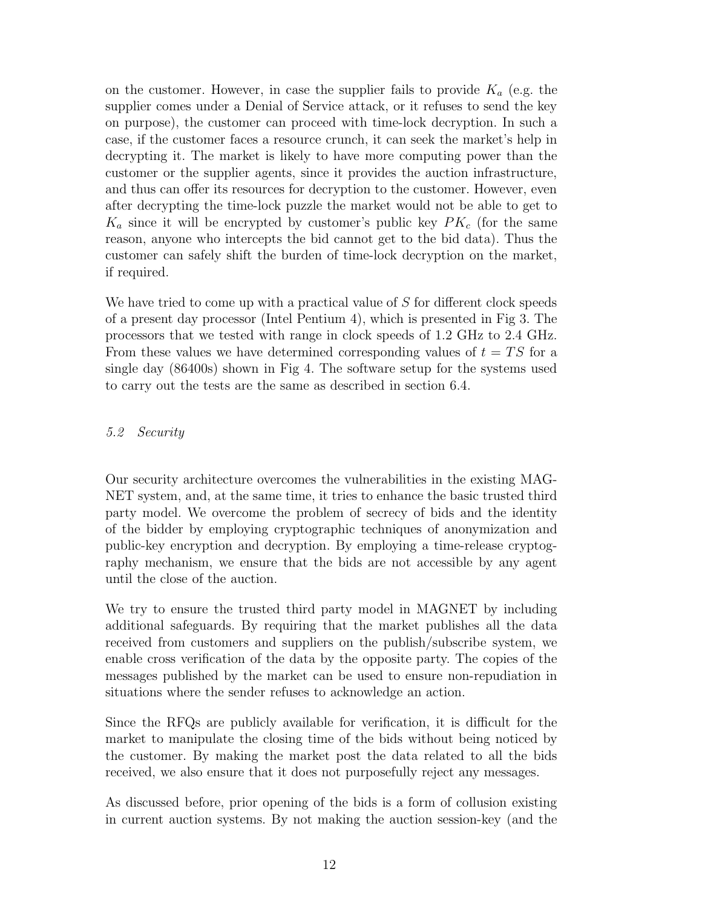on the customer. However, in case the supplier fails to provide $K_a$ (e.g. the supplier comes under a Denial of Service attack, or it refuses to send the key on purpose), the customer can proceed with time-lock decryption. In such a case, if the customer faces a resource crunch, it can seek the market's help in decrypting it. The market is likely to have more computing power than the customer or the supplier agents, since it provides the auction infrastructure, and thus can offer its resources for decryption to the customer. However, even after decrypting the time-lock puzzle the market would not be able to get to $K_a$ since it will be encrypted by customer's public key $PK_c$ (for the same reason, anyone who intercepts the bid cannot get to the bid data). Thus the customer can safely shift the burden of time-lock decryption on the market, if required.

We have tried to come up with a practical value of $S$ for different clock speeds of a present day processor (Intel Pentium 4), which is presented in Fig 3. The processors that we tested with range in clock speeds of 1.2 GHz to 2.4 GHz. From these values we have determined corresponding values of $t = TS$ for a single day (86400s) shown in Fig 4. The software setup for the systems used to carry out the tests are the same as described in section 6.4.

### *5.2 Security*

Our security architecture overcomes the vulnerabilities in the existing MAGNET system, and, at the same time, it tries to enhance the basic trusted third party model. We overcome the problem of secrecy of bids and the identity of the bidder by employing cryptographic techniques of anonymization and public-key encryption and decryption. By employing a time-release cryptography mechanism, we ensure that the bids are not accessible by any agent until the close of the auction.

We try to ensure the trusted third party model in MAGNET by including additional safeguards. By requiring that the market publishes all the data received from customers and suppliers on the publish/subscribe system, we enable cross verification of the data by the opposite party. The copies of the messages published by the market can be used to ensure non-repudiation in situations where the sender refuses to acknowledge an action.

Since the RFQs are publicly available for verification, it is difficult for the market to manipulate the closing time of the bids without being noticed by the customer. By making the market post the data related to all the bids received, we also ensure that it does not purposefully reject any messages.

As discussed before, prior opening of the bids is a form of collusion existing in current auction systems. By not making the auction session-key (and the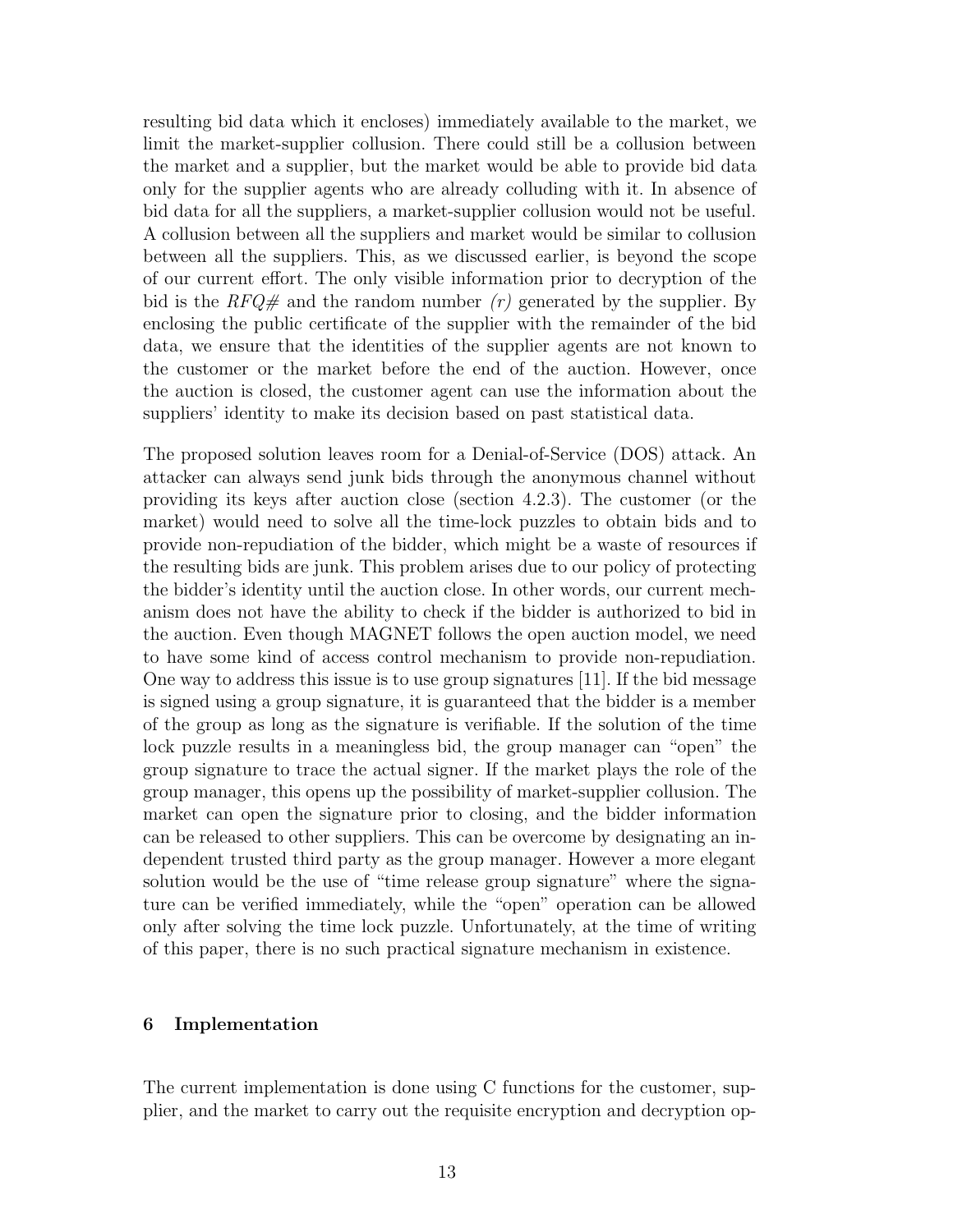resulting bid data which it encloses) immediately available to the market, we limit the market-supplier collusion. There could still be a collusion between the market and a supplier, but the market would be able to provide bid data only for the supplier agents who are already colluding with it. In absence of bid data for all the suppliers, a market-supplier collusion would not be useful. A collusion between all the suppliers and market would be similar to collusion between all the suppliers. This, as we discussed earlier, is beyond the scope of our current effort. The only visible information prior to decryption of the bid is the *RFQ#* and the random number *(r)* generated by the supplier. By enclosing the public certificate of the supplier with the remainder of the bid data, we ensure that the identities of the supplier agents are not known to the customer or the market before the end of the auction. However, once the auction is closed, the customer agent can use the information about the suppliers' identity to make its decision based on past statistical data.

The proposed solution leaves room for a Denial-of-Service (DOS) attack. An attacker can always send junk bids through the anonymous channel without providing its keys after auction close (section 4.2.3). The customer (or the market) would need to solve all the time-lock puzzles to obtain bids and to provide non-repudiation of the bidder, which might be a waste of resources if the resulting bids are junk. This problem arises due to our policy of protecting the bidder's identity until the auction close. In other words, our current mechanism does not have the ability to check if the bidder is authorized to bid in the auction. Even though MAGNET follows the open auction model, we need to have some kind of access control mechanism to provide non-repudiation. One way to address this issue is to use group signatures [11]. If the bid message is signed using a group signature, it is guaranteed that the bidder is a member of the group as long as the signature is verifiable. If the solution of the time lock puzzle results in a meaningless bid, the group manager can "open" the group signature to trace the actual signer. If the market plays the role of the group manager, this opens up the possibility of market-supplier collusion. The market can open the signature prior to closing, and the bidder information can be released to other suppliers. This can be overcome by designating an independent trusted third party as the group manager. However a more elegant solution would be the use of "time release group signature" where the signature can be verified immediately, while the "open" operation can be allowed only after solving the time lock puzzle. Unfortunately, at the time of writing of this paper, there is no such practical signature mechanism in existence.

## 6 Implementation

The current implementation is done using C functions for the customer, supplier, and the market to carry out the requisite encryption and decryption op-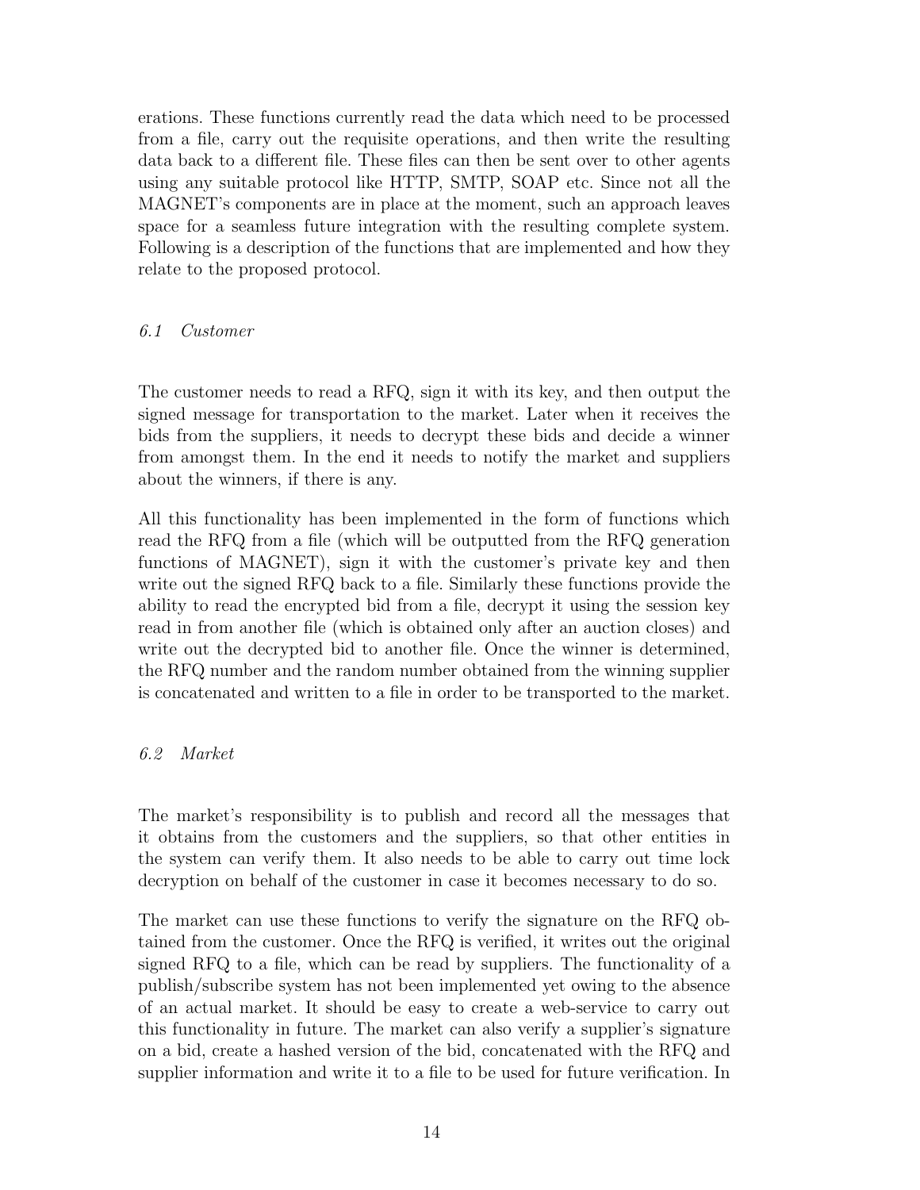erations. These functions currently read the data which need to be processed from a file, carry out the requisite operations, and then write the resulting data back to a different file. These files can then be sent over to other agents using any suitable protocol like HTTP, SMTP, SOAP etc. Since not all the MAGNET's components are in place at the moment, such an approach leaves space for a seamless future integration with the resulting complete system. Following is a description of the functions that are implemented and how they relate to the proposed protocol.

### *6.1 Customer*

The customer needs to read a RFQ, sign it with its key, and then output the signed message for transportation to the market. Later when it receives the bids from the suppliers, it needs to decrypt these bids and decide a winner from amongst them. In the end it needs to notify the market and suppliers about the winners, if there is any.

All this functionality has been implemented in the form of functions which read the RFQ from a file (which will be outputted from the RFQ generation functions of MAGNET), sign it with the customer's private key and then write out the signed RFQ back to a file. Similarly these functions provide the ability to read the encrypted bid from a file, decrypt it using the session key read in from another file (which is obtained only after an auction closes) and write out the decrypted bid to another file. Once the winner is determined, the RFQ number and the random number obtained from the winning supplier is concatenated and written to a file in order to be transported to the market.

### *6.2 Market*

The market's responsibility is to publish and record all the messages that it obtains from the customers and the suppliers, so that other entities in the system can verify them. It also needs to be able to carry out time lock decryption on behalf of the customer in case it becomes necessary to do so.

The market can use these functions to verify the signature on the RFQ obtained from the customer. Once the RFQ is verified, it writes out the original signed RFQ to a file, which can be read by suppliers. The functionality of a publish/subscribe system has not been implemented yet owing to the absence of an actual market. It should be easy to create a web-service to carry out this functionality in future. The market can also verify a supplier's signature on a bid, create a hashed version of the bid, concatenated with the RFQ and supplier information and write it to a file to be used for future verification. In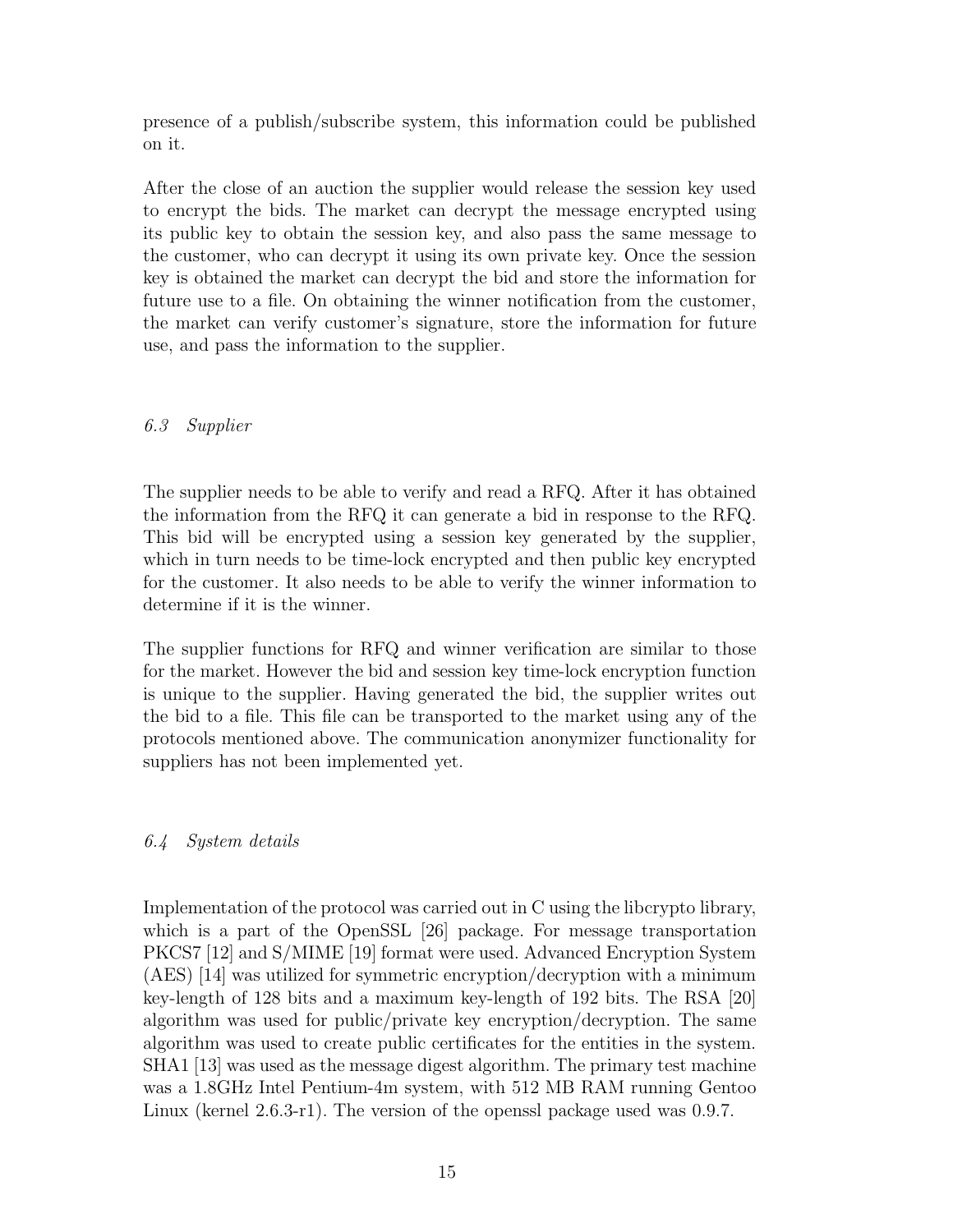presence of a publish/subscribe system, this information could be published on it.

After the close of an auction the supplier would release the session key used to encrypt the bids. The market can decrypt the message encrypted using its public key to obtain the session key, and also pass the same message to the customer, who can decrypt it using its own private key. Once the session key is obtained the market can decrypt the bid and store the information for future use to a file. On obtaining the winner notification from the customer, the market can verify customer's signature, store the information for future use, and pass the information to the supplier.

### *6.3 Supplier*

The supplier needs to be able to verify and read a RFQ. After it has obtained the information from the RFQ it can generate a bid in response to the RFQ. This bid will be encrypted using a session key generated by the supplier, which in turn needs to be time-lock encrypted and then public key encrypted for the customer. It also needs to be able to verify the winner information to determine if it is the winner.

The supplier functions for RFQ and winner verification are similar to those for the market. However the bid and session key time-lock encryption function is unique to the supplier. Having generated the bid, the supplier writes out the bid to a file. This file can be transported to the market using any of the protocols mentioned above. The communication anonymizer functionality for suppliers has not been implemented yet.

### *6.4 System details*

Implementation of the protocol was carried out in C using the libcrypto library, which is a part of the OpenSSL [26] package. For message transportation PKCS7 [12] and S/MIME [19] format were used. Advanced Encryption System (AES) [14] was utilized for symmetric encryption/decryption with a minimum key-length of 128 bits and a maximum key-length of 192 bits. The RSA [20] algorithm was used for public/private key encryption/decryption. The same algorithm was used to create public certificates for the entities in the system. SHA1 [13] was used as the message digest algorithm. The primary test machine was a 1.8GHz Intel Pentium-4m system, with 512 MB RAM running Gentoo Linux (kernel 2.6.3-r1). The version of the openssl package used was 0.9.7.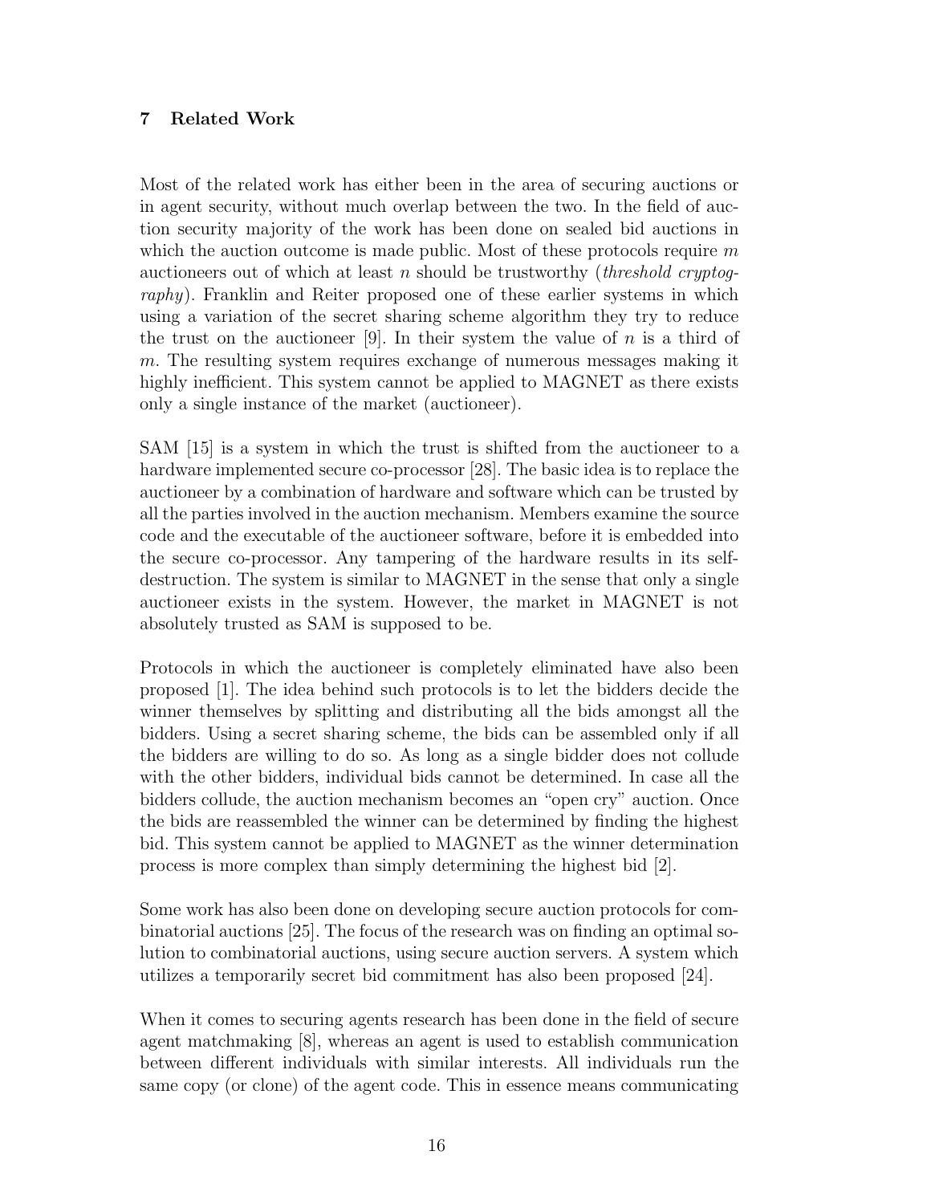## 7 Related Work

Most of the related work has either been in the area of securing auctions or in agent security, without much overlap between the two. In the field of auction security majority of the work has been done on sealed bid auctions in which the auction outcome is made public. Most of these protocols require $m$ auctioneers out of which at least $n$ should be trustworthy (*threshold cryptography*). Franklin and Reiter proposed one of these earlier systems in which using a variation of the secret sharing scheme algorithm they try to reduce the trust on the auctioneer [9]. In their system the value of $n$ is a third of $m$. The resulting system requires exchange of numerous messages making it highly inefficient. This system cannot be applied to MAGNET as there exists only a single instance of the market (auctioneer).

SAM [15] is a system in which the trust is shifted from the auctioneer to a hardware implemented secure co-processor [28]. The basic idea is to replace the auctioneer by a combination of hardware and software which can be trusted by all the parties involved in the auction mechanism. Members examine the source code and the executable of the auctioneer software, before it is embedded into the secure co-processor. Any tampering of the hardware results in its self-destruction. The system is similar to MAGNET in the sense that only a single auctioneer exists in the system. However, the market in MAGNET is not absolutely trusted as SAM is supposed to be.

Protocols in which the auctioneer is completely eliminated have also been proposed [1]. The idea behind such protocols is to let the bidders decide the winner themselves by splitting and distributing all the bids amongst all the bidders. Using a secret sharing scheme, the bids can be assembled only if all the bidders are willing to do so. As long as a single bidder does not collude with the other bidders, individual bids cannot be determined. In case all the bidders collude, the auction mechanism becomes an "open cry" auction. Once the bids are reassembled the winner can be determined by finding the highest bid. This system cannot be applied to MAGNET as the winner determination process is more complex than simply determining the highest bid [2].

Some work has also been done on developing secure auction protocols for combinatorial auctions [25]. The focus of the research was on finding an optimal solution to combinatorial auctions, using secure auction servers. A system which utilizes a temporarily secret bid commitment has also been proposed [24].

When it comes to securing agents research has been done in the field of secure agent matchmaking [8], whereas an agent is used to establish communication between different individuals with similar interests. All individuals run the same copy (or clone) of the agent code. This in essence means communicating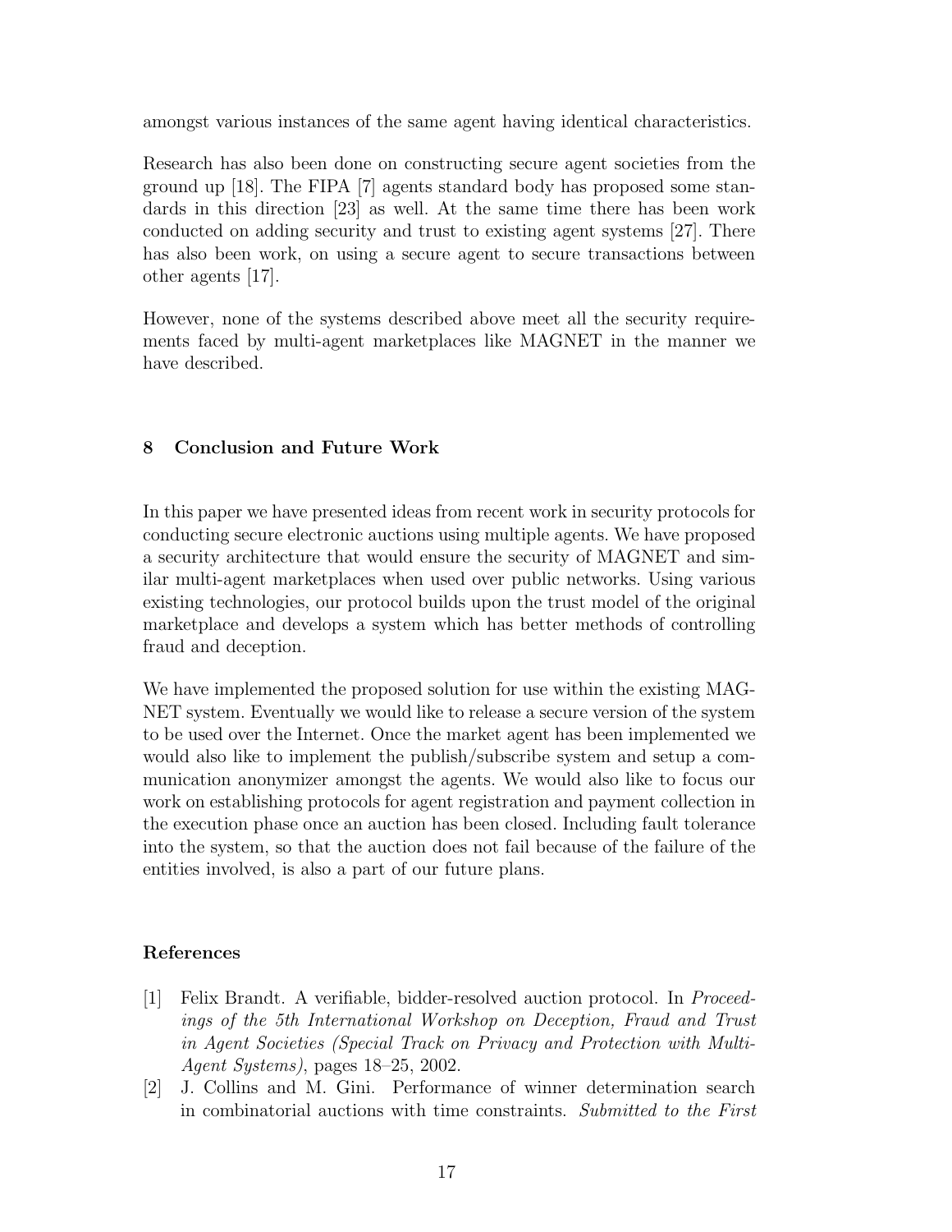amongst various instances of the same agent having identical characteristics.

Research has also been done on constructing secure agent societies from the ground up [18]. The FIPA [7] agents standard body has proposed some standards in this direction [23] as well. At the same time there has been work conducted on adding security and trust to existing agent systems [27]. There has also been work, on using a secure agent to secure transactions between other agents [17].

However, none of the systems described above meet all the security requirements faced by multi-agent marketplaces like MAGNET in the manner we have described.

## 8 Conclusion and Future Work

In this paper we have presented ideas from recent work in security protocols for conducting secure electronic auctions using multiple agents. We have proposed a security architecture that would ensure the security of MAGNET and similar multi-agent marketplaces when used over public networks. Using various existing technologies, our protocol builds upon the trust model of the original marketplace and develops a system which has better methods of controlling fraud and deception.

We have implemented the proposed solution for use within the existing MAGNET system. Eventually we would like to release a secure version of the system to be used over the Internet. Once the market agent has been implemented we would also like to implement the publish/subscribe system and setup a communication anonymizer amongst the agents. We would also like to focus our work on establishing protocols for agent registration and payment collection in the execution phase once an auction has been closed. Including fault tolerance into the system, so that the auction does not fail because of the failure of the entities involved, is also a part of our future plans.

### References

[1] Felix Brandt. A verifiable, bidder-resolved auction protocol. In *Proceedings of the 5th International Workshop on Deception, Fraud and Trust in Agent Societies (Special Track on Privacy and Protection with Multi-Agent Systems)*, pages 18–25, 2002.

[2] J. Collins and M. Gini. Performance of winner determination search in combinatorial auctions with time constraints. *Submitted to the First*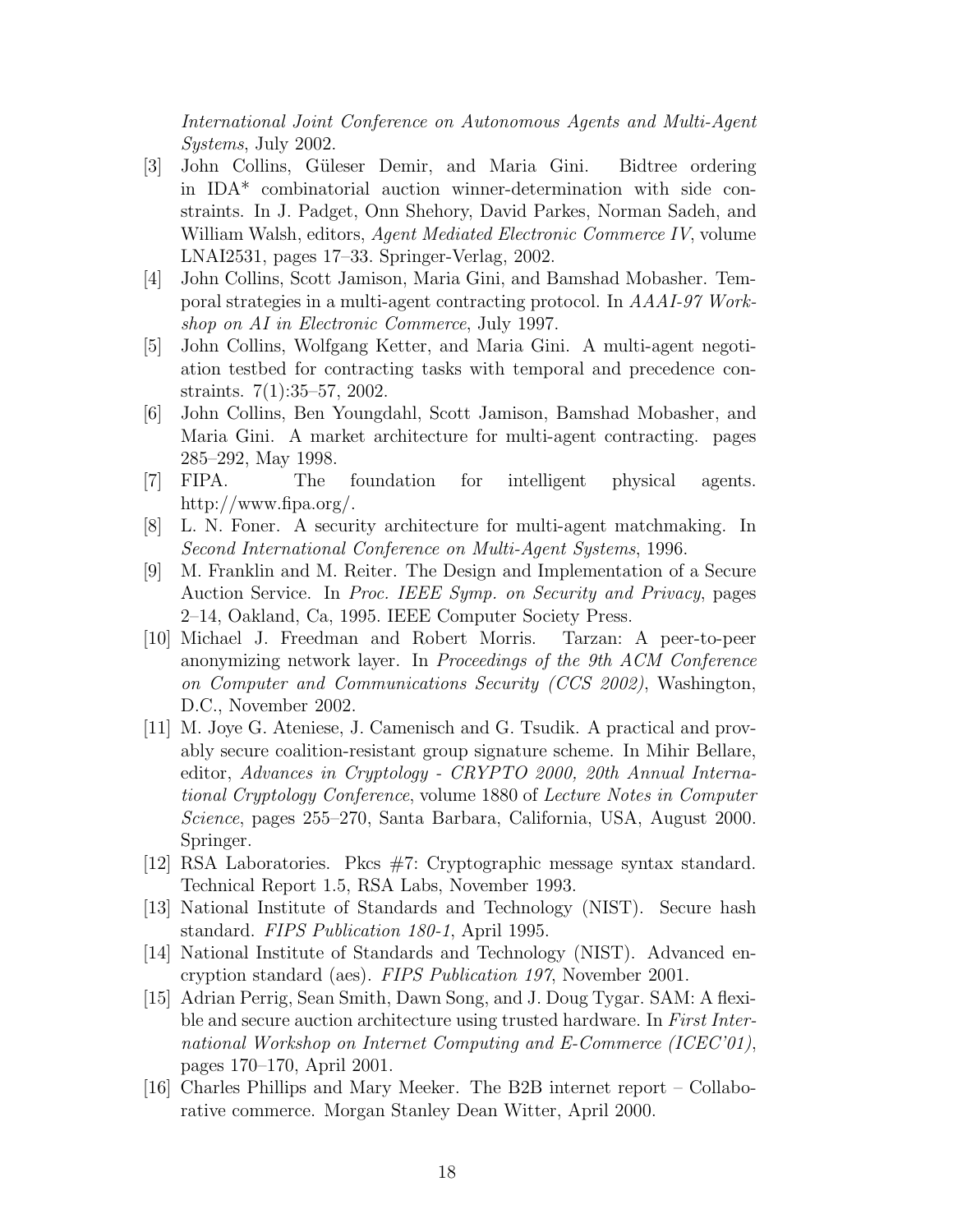*International Joint Conference on Autonomous Agents and Multi-Agent Systems*, July 2002.

[3] John Collins, Güleser Demir, and Maria Gini. Bidtree ordering in IDA* combinatorial auction winner-determination with side constraints. In J. Padget, Onn Shehory, David Parkes, Norman Sadeh, and William Walsh, editors, *Agent Mediated Electronic Commerce IV*, volume LNAI2531, pages 17–33. Springer-Verlag, 2002.

[4] John Collins, Scott Jamison, Maria Gini, and Bamshad Mobasher. Temporal strategies in a multi-agent contracting protocol. In *AAAI-97 Workshop on AI in Electronic Commerce*, July 1997.

[5] John Collins, Wolfgang Ketter, and Maria Gini. A multi-agent negotiation testbed for contracting tasks with temporal and precedence constraints. 7(1):35–57, 2002.

[6] John Collins, Ben Youngdahl, Scott Jamison, Bamshad Mobasher, and Maria Gini. A market architecture for multi-agent contracting. pages 285–292, May 1998.

[7] FIPA. The foundation for intelligent physical agents. http://www.fipa.org/.

[8] L. N. Foner. A security architecture for multi-agent matchmaking. In *Second International Conference on Multi-Agent Systems*, 1996.

[9] M. Franklin and M. Reiter. The Design and Implementation of a Secure Auction Service. In *Proc. IEEE Symp. on Security and Privacy*, pages 2–14, Oakland, Ca, 1995. IEEE Computer Society Press.

[10] Michael J. Freedman and Robert Morris. Tarzan: A peer-to-peer anonymizing network layer. In *Proceedings of the 9th ACM Conference on Computer and Communications Security (CCS 2002)*, Washington, D.C., November 2002.

[11] M. Joye G. Ateniese, J. Camenisch and G. Tsudik. A practical and provably secure coalition-resistant group signature scheme. In Mihir Bellare, editor, *Advances in Cryptology - CRYPTO 2000, 20th Annual International Cryptology Conference*, volume 1880 of *Lecture Notes in Computer Science*, pages 255–270, Santa Barbara, California, USA, August 2000. Springer.

[12] RSA Laboratories. Pkcs #7: Cryptographic message syntax standard. Technical Report 1.5, RSA Labs, November 1993.

[13] National Institute of Standards and Technology (NIST). Secure hash standard. *FIPS Publication 180-1*, April 1995.

[14] National Institute of Standards and Technology (NIST). Advanced encryption standard (aes). *FIPS Publication 197*, November 2001.

[15] Adrian Perrig, Sean Smith, Dawn Song, and J. Doug Tygar. SAM: A flexible and secure auction architecture using trusted hardware. In *First International Workshop on Internet Computing and E-Commerce (ICEC'01)*, pages 170–170, April 2001.

[16] Charles Phillips and Mary Meeker. The B2B internet report – Collaborative commerce. Morgan Stanley Dean Witter, April 2000.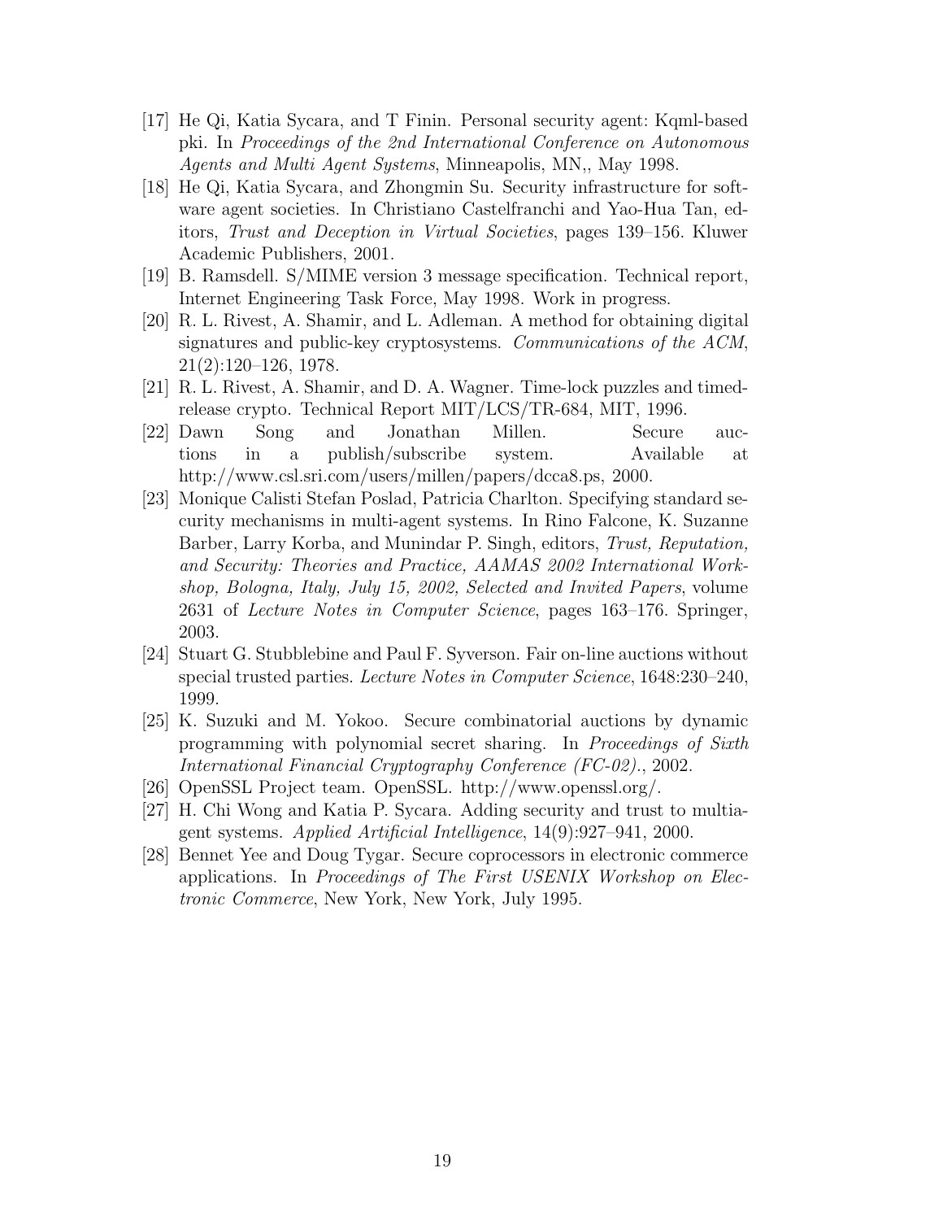[17] He Qi, Katia Sycara, and T Finin. Personal security agent: Kqml-based pki. In *Proceedings of the 2nd International Conference on Autonomous Agents and Multi Agent Systems*, Minneapolis, MN,, May 1998.

[18] He Qi, Katia Sycara, and Zhongmin Su. Security infrastructure for software agent societies. In Christiano Castelfranchi and Yao-Hua Tan, editors, *Trust and Deception in Virtual Societies*, pages 139–156. Kluwer Academic Publishers, 2001.

[19] B. Ramsdell. S/MIME version 3 message specification. Technical report, Internet Engineering Task Force, May 1998. Work in progress.

[20] R. L. Rivest, A. Shamir, and L. Adleman. A method for obtaining digital signatures and public-key cryptosystems. *Communications of the ACM*, 21(2):120–126, 1978.

[21] R. L. Rivest, A. Shamir, and D. A. Wagner. Time-lock puzzles and timed-release crypto. Technical Report MIT/LCS/TR-684, MIT, 1996.

[22] Dawn Song and Jonathan Millen. Secure auctions in a publish/subscribe system. Available at http://www.csl.sri.com/users/millen/papers/dcca8.ps, 2000.

[23] Monique Calisti Stefan Poslad, Patricia Charlton. Specifying standard security mechanisms in multi-agent systems. In Rino Falcone, K. Suzanne Barber, Larry Korba, and Munindar P. Singh, editors, *Trust, Reputation, and Security: Theories and Practice, AAMAS 2002 International Workshop, Bologna, Italy, July 15, 2002, Selected and Invited Papers*, volume 2631 of *Lecture Notes in Computer Science*, pages 163–176. Springer, 2003.

[24] Stuart G. Stubblebine and Paul F. Syverson. Fair on-line auctions without special trusted parties. *Lecture Notes in Computer Science*, 1648:230–240, 1999.

[25] K. Suzuki and M. Yokoo. Secure combinatorial auctions by dynamic programming with polynomial secret sharing. In *Proceedings of Sixth International Financial Cryptography Conference (FC-02).*, 2002.

[26] OpenSSL Project team. OpenSSL. http://www.openssl.org/.

[27] H. Chi Wong and Katia P. Sycara. Adding security and trust to multiagent systems. *Applied Artificial Intelligence*, 14(9):927–941, 2000.

[28] Bennet Yee and Doug Tygar. Secure coprocessors in electronic commerce applications. In *Proceedings of The First USENIX Workshop on Electronic Commerce*, New York, New York, July 1995.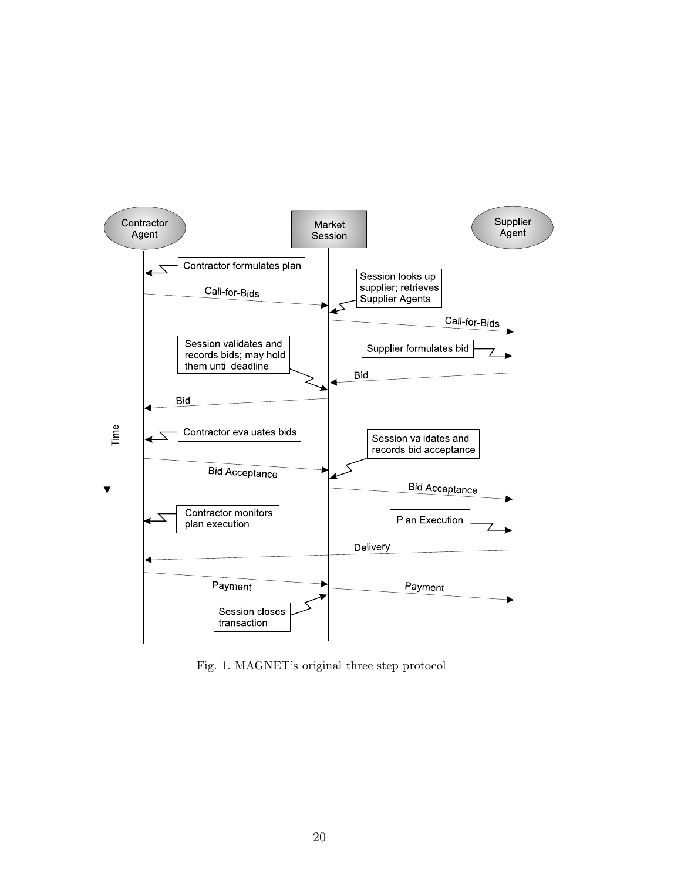Fig. 1. MAGNET's original three step protocol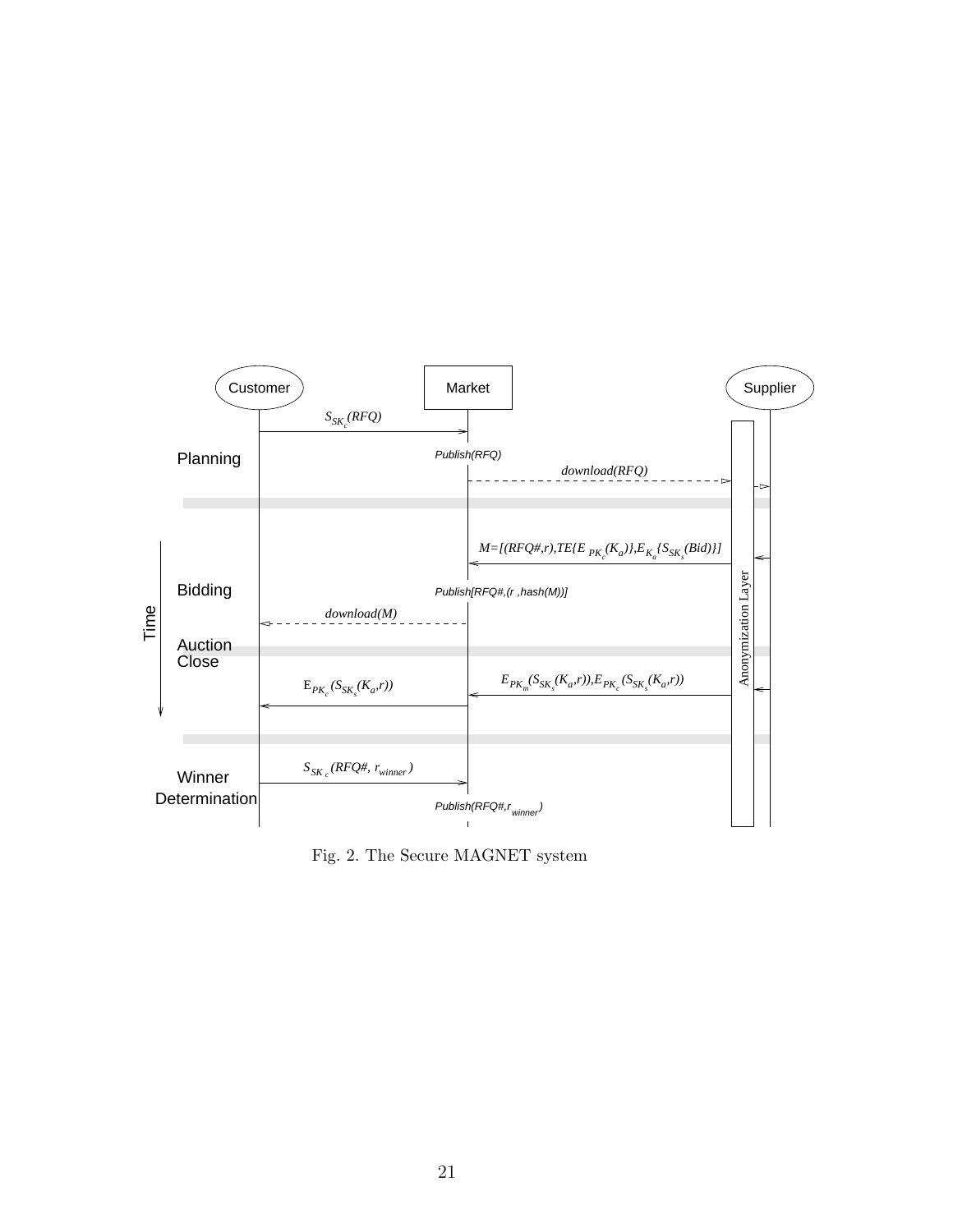Fig. 2. The Secure MAGNET system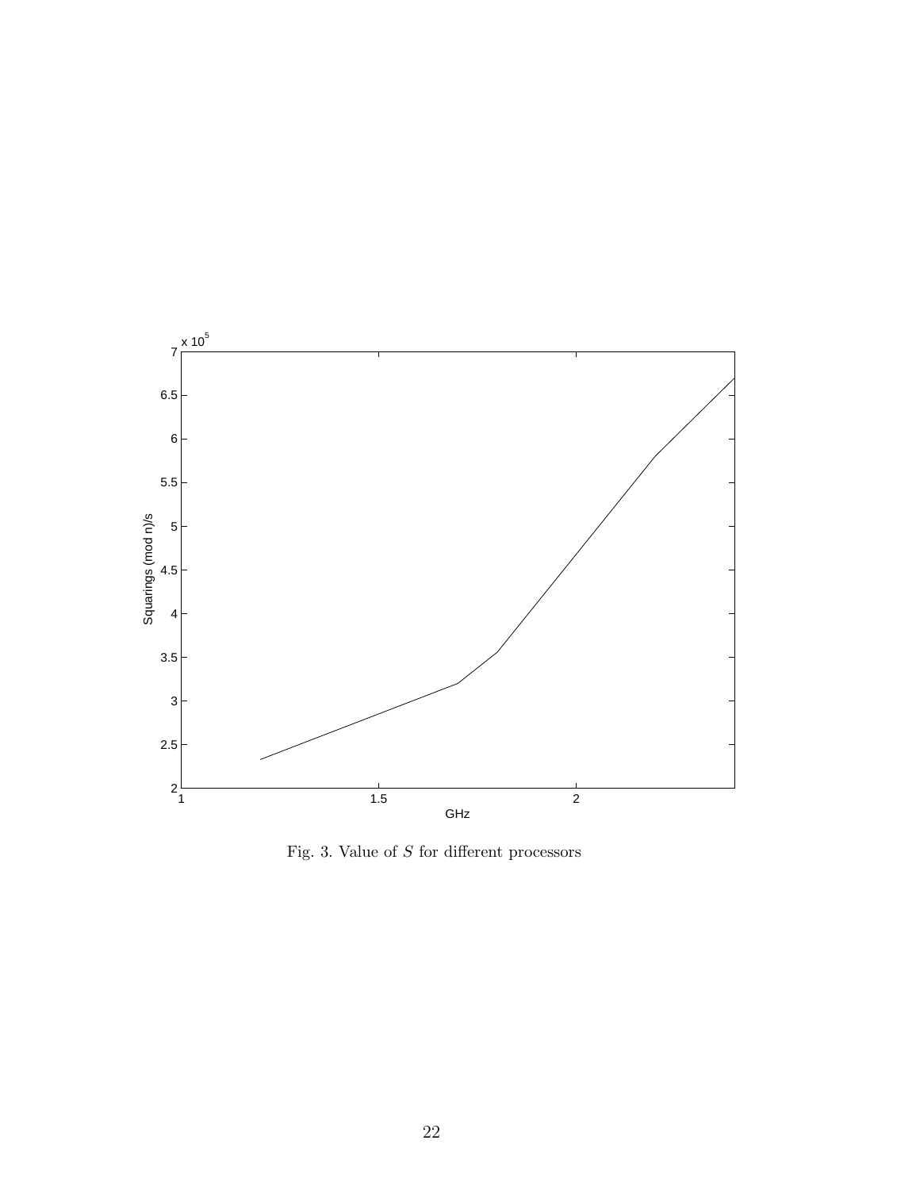Fig. 3. Value of $S$ for different processors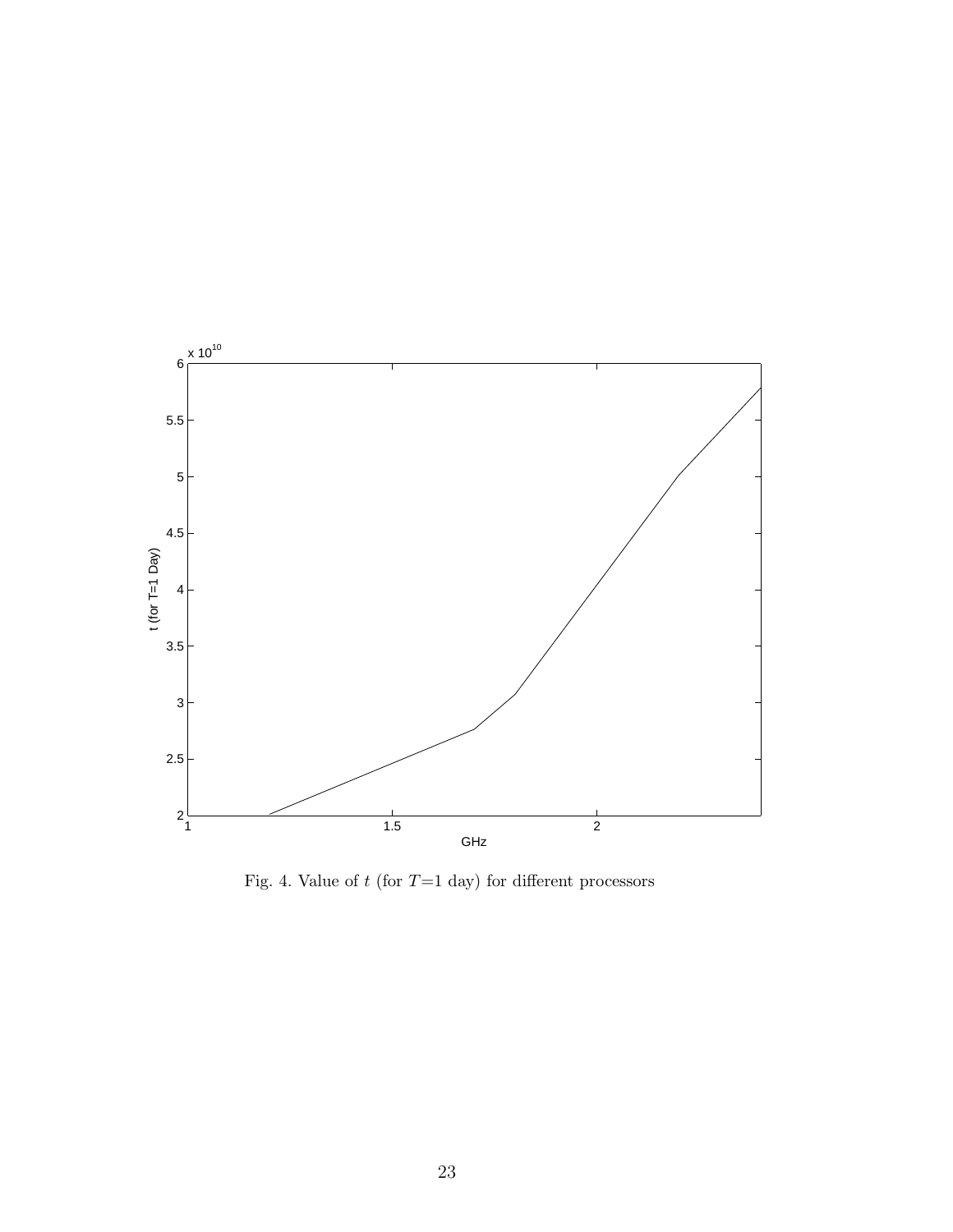x $10^{10}$

6

5.5

5

4.5

4

3.5

3

2.5

2

1

1.5

2

GHz

t (for T=1 Day)

Fig. 4. Value of $t$ (for $T$=1 day) for different processors